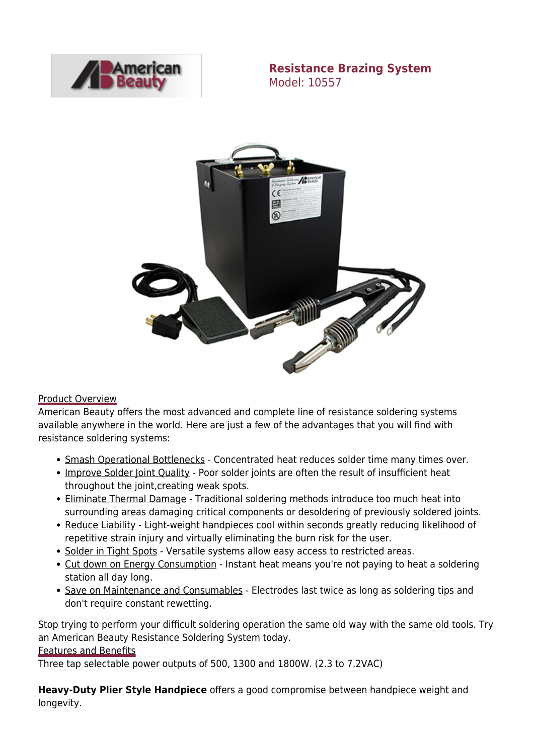# Resistance Brazing System

Model: 10557

Product Overview

American Beauty offers the most advanced and complete line of resistance soldering systems available anywhere in the world. Here are just a few of the advantages that you will find with resistance soldering systems:

- Smash Operational Bottlenecks - Concentrated heat reduces solder time many times over.
- Improve Solder Joint Quality - Poor solder joints are often the result of insufficient heat throughout the joint,creating weak spots.
- Eliminate Thermal Damage - Traditional soldering methods introduce too much heat into surrounding areas damaging critical components or desoldering of previously soldered joints.
- Reduce Liability - Light-weight handpieces cool within seconds greatly reducing likelihood of repetitive strain injury and virtually eliminating the burn risk for the user.
- Solder in Tight Spots - Versatile systems allow easy access to restricted areas.
- Cut down on Energy Consumption - Instant heat means you're not paying to heat a soldering station all day long.
- Save on Maintenance and Consumables - Electrodes last twice as long as soldering tips and don't require constant rewetting.

Stop trying to perform your difficult soldering operation the same old way with the same old tools. Try an American Beauty Resistance Soldering System today.

Features and Benefits

Three tap selectable power outputs of 500, 1300 and 1800W. (2.3 to 7.2VAC)

**Heavy-Duty Plier Style Handpiece** offers a good compromise between handpiece weight and longevity.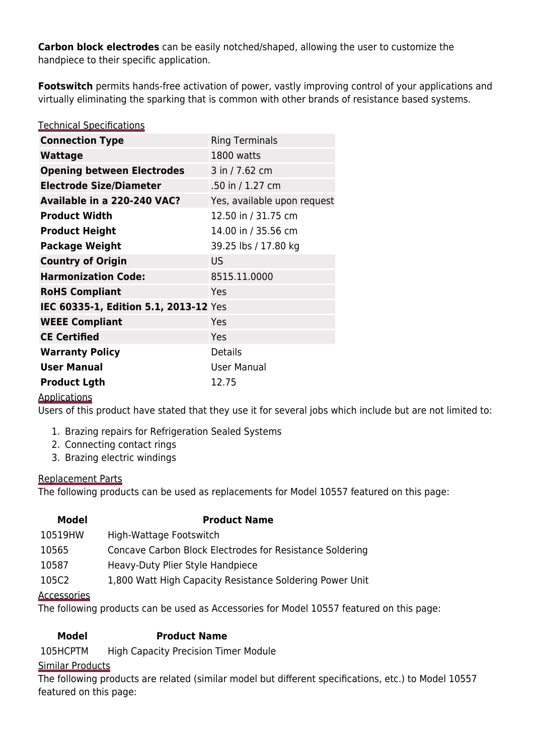**Carbon block electrodes** can be easily notched/shaped, allowing the user to customize the handpiece to their specific application.

**Footswitch** permits hands-free activation of power, vastly improving control of your applications and virtually eliminating the sparking that is common with other brands of resistance based systems.

## Technical Specifications

| | |
|---|---|
| **Connection Type** | Ring Terminals |
| **Wattage** | 1800 watts |
| **Opening between Electrodes** | 3 in / 7.62 cm |
| **Electrode Size/Diameter** | .50 in / 1.27 cm |
| **Available in a 220-240 VAC?** | Yes, available upon request |
| **Product Width** | 12.50 in / 31.75 cm |
| **Product Height** | 14.00 in / 35.56 cm |
| **Package Weight** | 39.25 lbs / 17.80 kg |
| **Country of Origin** | US |
| **Harmonization Code:** | 8515.11.0000 |
| **RoHS Compliant** | Yes |
| **IEC 60335-1, Edition 5.1, 2013-12** | Yes |
| **WEEE Compliant** | Yes |
| **CE Certified** | Yes |
| **Warranty Policy** | Details |
| **User Manual** | User Manual |
| **Product Lgth** | 12.75 |

## Applications

Users of this product have stated that they use it for several jobs which include but are not limited to:

1. Brazing repairs for Refrigeration Sealed Systems
2. Connecting contact rings
3. Brazing electric windings

## Replacement Parts

The following products can be used as replacements for Model 10557 featured on this page:

| Model | Product Name |
|---|---|
| 10519HW | High-Wattage Footswitch |
| 10565 | Concave Carbon Block Electrodes for Resistance Soldering |
| 10587 | Heavy-Duty Plier Style Handpiece |
| 105C2 | 1,800 Watt High Capacity Resistance Soldering Power Unit |

## Accessories

The following products can be used as Accessories for Model 10557 featured on this page:

| Model | Product Name |
|---|---|
| 105HCPTM | High Capacity Precision Timer Module |

## Similar Products

The following products are related (similar model but different specifications, etc.) to Model 10557 featured on this page: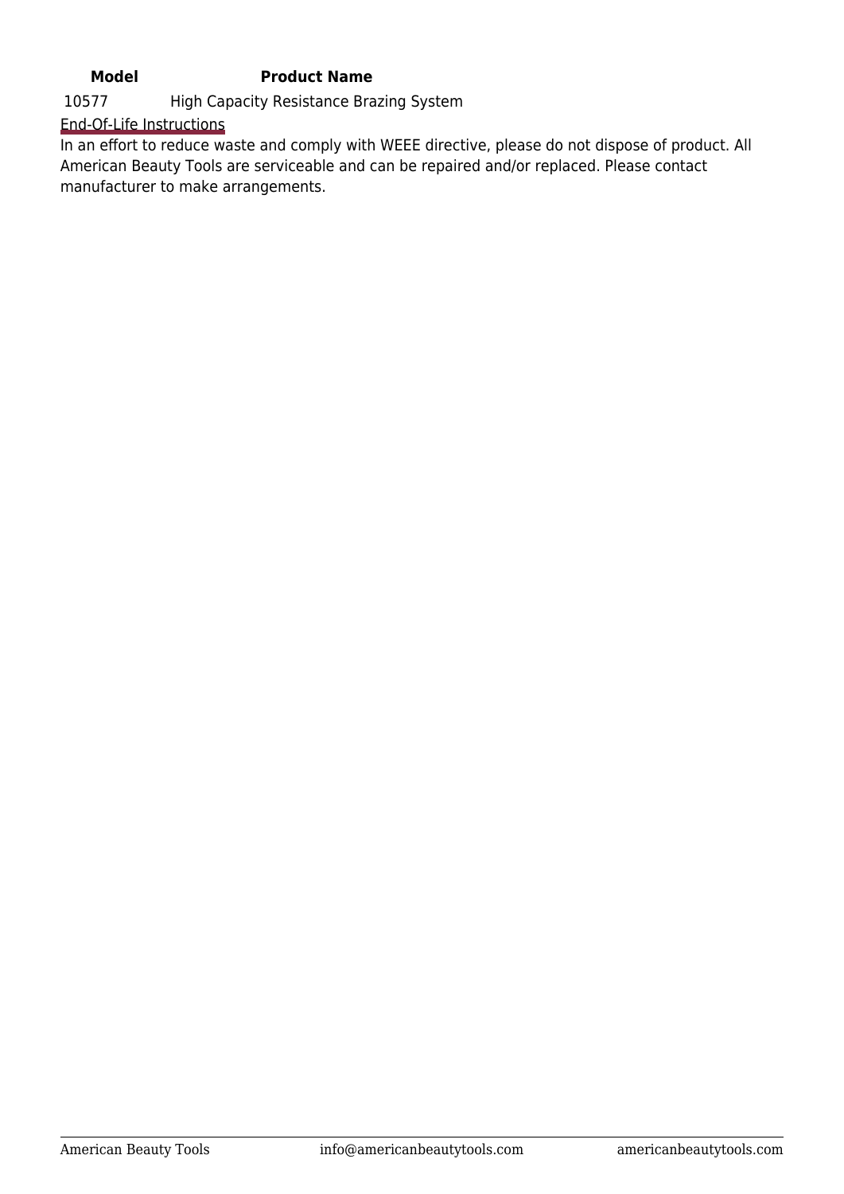| Model | Product Name |
|---|---|
| 10577 | High Capacity Resistance Brazing System |

## End-Of-Life Instructions

In an effort to reduce waste and comply with WEEE directive, please do not dispose of product. All American Beauty Tools are serviceable and can be repaired and/or replaced. Please contact manufacturer to make arrangements.